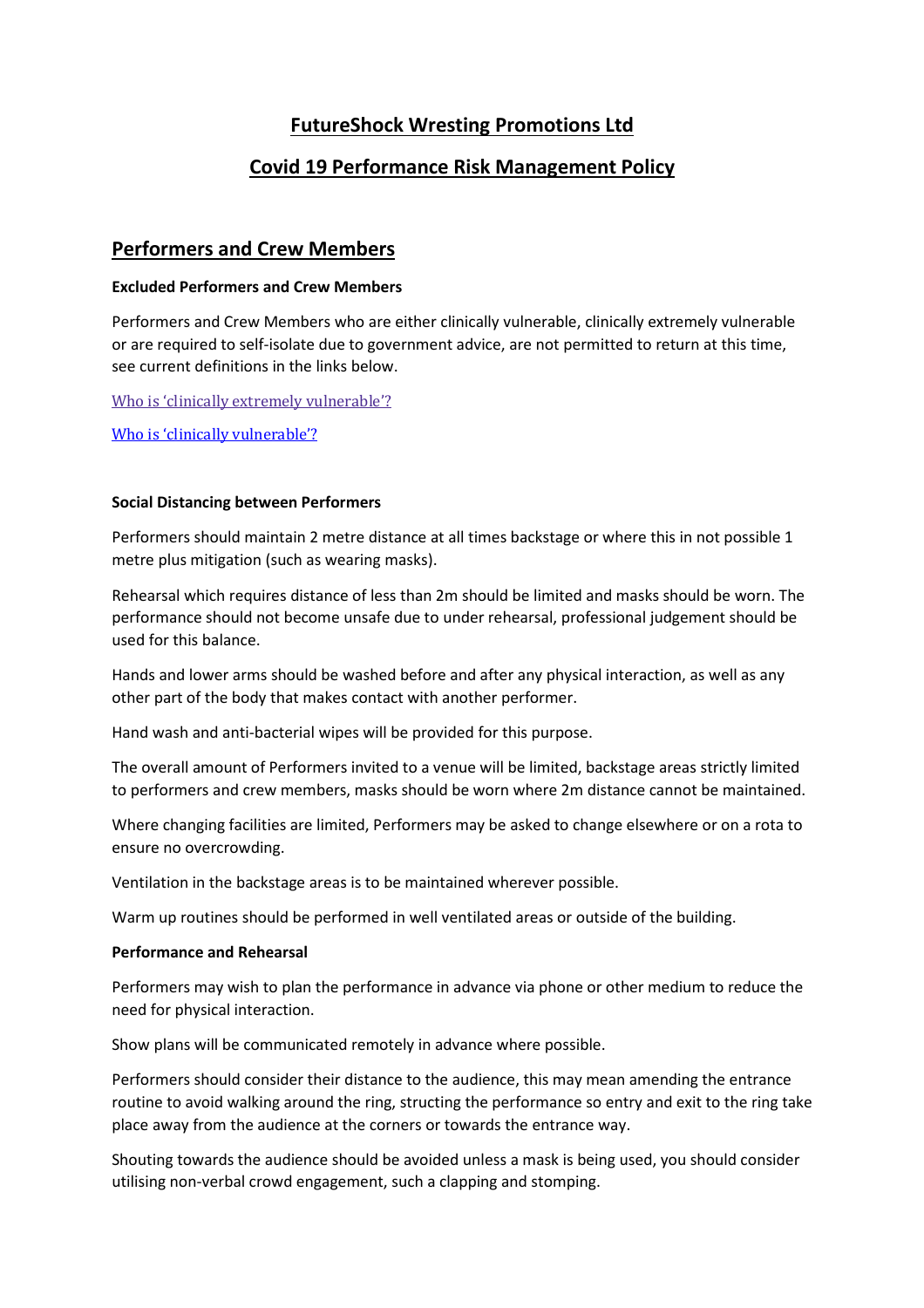# FutureShock Wresting Promotions Ltd

# Covid 19 Performance Risk Management Policy

## Performers and Crew Members

**Excluded Performers and Crew Members**

Performers and Crew Members who are either clinically vulnerable, clinically extremely vulnerable or are required to self-isolate due to government advice, are not permitted to return at this time, see current definitions in the links below.

Who is 'clinically extremely vulnerable'?

Who is 'clinically vulnerable'?

**Social Distancing between Performers**

Performers should maintain 2 metre distance at all times backstage or where this in not possible 1 metre plus mitigation (such as wearing masks).

Rehearsal which requires distance of less than 2m should be limited and masks should be worn. The performance should not become unsafe due to under rehearsal, professional judgement should be used for this balance.

Hands and lower arms should be washed before and after any physical interaction, as well as any other part of the body that makes contact with another performer.

Hand wash and anti-bacterial wipes will be provided for this purpose.

The overall amount of Performers invited to a venue will be limited, backstage areas strictly limited to performers and crew members, masks should be worn where 2m distance cannot be maintained.

Where changing facilities are limited, Performers may be asked to change elsewhere or on a rota to ensure no overcrowding.

Ventilation in the backstage areas is to be maintained wherever possible.

Warm up routines should be performed in well ventilated areas or outside of the building.

**Performance and Rehearsal**

Performers may wish to plan the performance in advance via phone or other medium to reduce the need for physical interaction.

Show plans will be communicated remotely in advance where possible.

Performers should consider their distance to the audience, this may mean amending the entrance routine to avoid walking around the ring, structing the performance so entry and exit to the ring take place away from the audience at the corners or towards the entrance way.

Shouting towards the audience should be avoided unless a mask is being used, you should consider utilising non-verbal crowd engagement, such a clapping and stomping.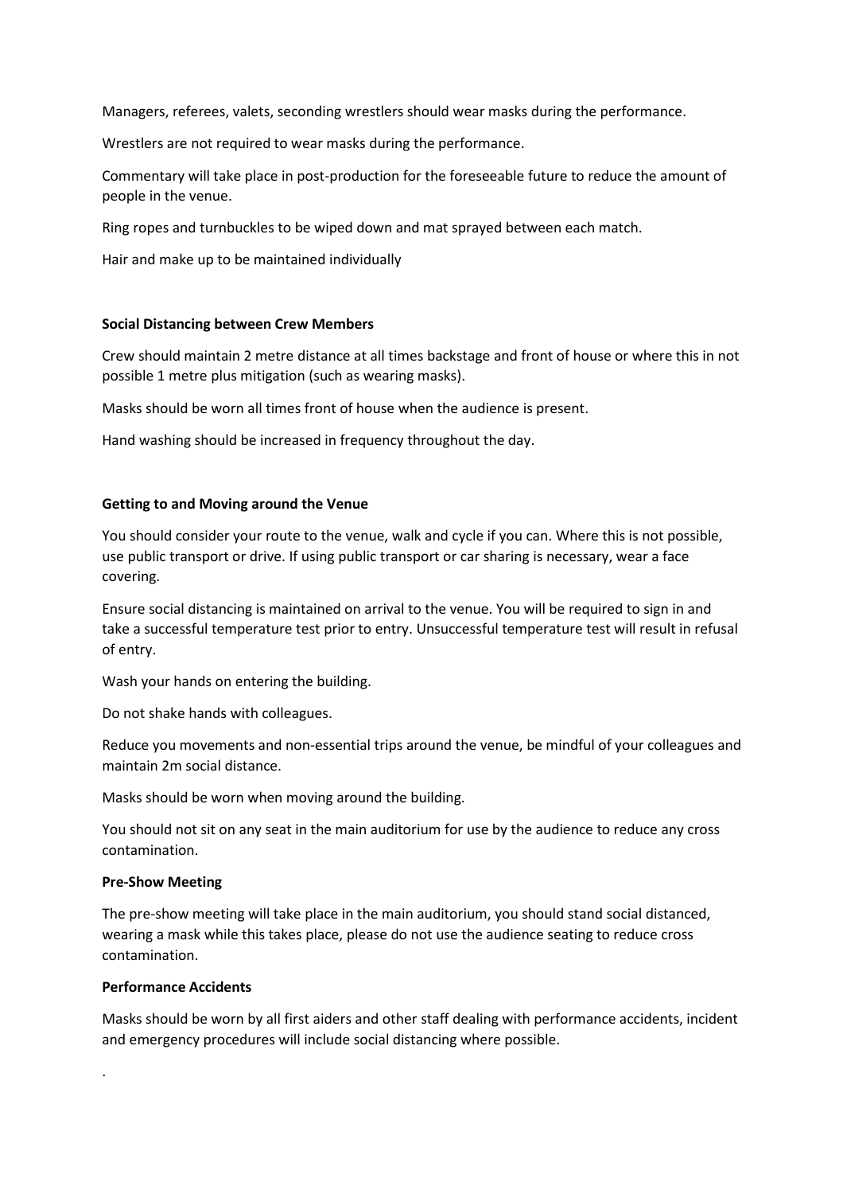Managers, referees, valets, seconding wrestlers should wear masks during the performance.

Wrestlers are not required to wear masks during the performance.

Commentary will take place in post-production for the foreseeable future to reduce the amount of people in the venue.

Ring ropes and turnbuckles to be wiped down and mat sprayed between each match.

Hair and make up to be maintained individually

**Social Distancing between Crew Members**

Crew should maintain 2 metre distance at all times backstage and front of house or where this in not possible 1 metre plus mitigation (such as wearing masks).

Masks should be worn all times front of house when the audience is present.

Hand washing should be increased in frequency throughout the day.

**Getting to and Moving around the Venue**

You should consider your route to the venue, walk and cycle if you can. Where this is not possible, use public transport or drive. If using public transport or car sharing is necessary, wear a face covering.

Ensure social distancing is maintained on arrival to the venue. You will be required to sign in and take a successful temperature test prior to entry. Unsuccessful temperature test will result in refusal of entry.

Wash your hands on entering the building.

Do not shake hands with colleagues.

Reduce you movements and non-essential trips around the venue, be mindful of your colleagues and maintain 2m social distance.

Masks should be worn when moving around the building.

You should not sit on any seat in the main auditorium for use by the audience to reduce any cross contamination.

**Pre-Show Meeting**

The pre-show meeting will take place in the main auditorium, you should stand social distanced, wearing a mask while this takes place, please do not use the audience seating to reduce cross contamination.

**Performance Accidents**

Masks should be worn by all first aiders and other staff dealing with performance accidents, incident and emergency procedures will include social distancing where possible.

.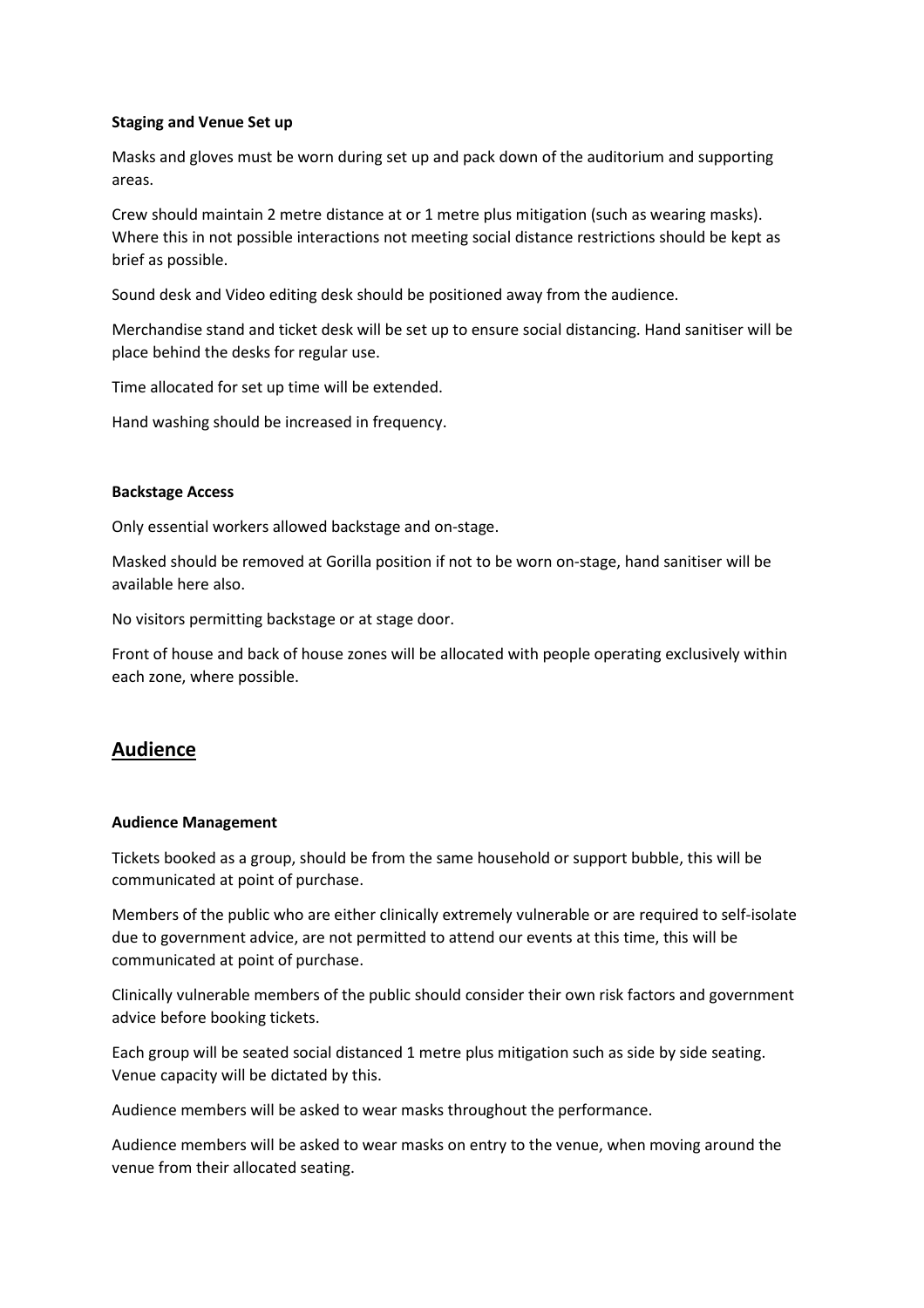**Staging and Venue Set up**

Masks and gloves must be worn during set up and pack down of the auditorium and supporting areas.

Crew should maintain 2 metre distance at or 1 metre plus mitigation (such as wearing masks). Where this in not possible interactions not meeting social distance restrictions should be kept as brief as possible.

Sound desk and Video editing desk should be positioned away from the audience.

Merchandise stand and ticket desk will be set up to ensure social distancing. Hand sanitiser will be place behind the desks for regular use.

Time allocated for set up time will be extended.

Hand washing should be increased in frequency.

**Backstage Access**

Only essential workers allowed backstage and on-stage.

Masked should be removed at Gorilla position if not to be worn on-stage, hand sanitiser will be available here also.

No visitors permitting backstage or at stage door.

Front of house and back of house zones will be allocated with people operating exclusively within each zone, where possible.

## Audience

**Audience Management**

Tickets booked as a group, should be from the same household or support bubble, this will be communicated at point of purchase.

Members of the public who are either clinically extremely vulnerable or are required to self-isolate due to government advice, are not permitted to attend our events at this time, this will be communicated at point of purchase.

Clinically vulnerable members of the public should consider their own risk factors and government advice before booking tickets.

Each group will be seated social distanced 1 metre plus mitigation such as side by side seating. Venue capacity will be dictated by this.

Audience members will be asked to wear masks throughout the performance.

Audience members will be asked to wear masks on entry to the venue, when moving around the venue from their allocated seating.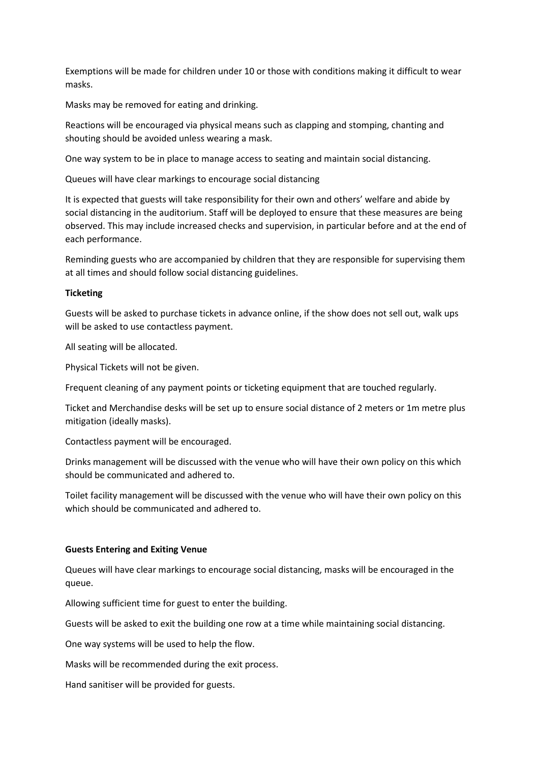Exemptions will be made for children under 10 or those with conditions making it difficult to wear masks.

Masks may be removed for eating and drinking.

Reactions will be encouraged via physical means such as clapping and stomping, chanting and shouting should be avoided unless wearing a mask.

One way system to be in place to manage access to seating and maintain social distancing.

Queues will have clear markings to encourage social distancing

It is expected that guests will take responsibility for their own and others' welfare and abide by social distancing in the auditorium. Staff will be deployed to ensure that these measures are being observed. This may include increased checks and supervision, in particular before and at the end of each performance.

Reminding guests who are accompanied by children that they are responsible for supervising them at all times and should follow social distancing guidelines.

**Ticketing**

Guests will be asked to purchase tickets in advance online, if the show does not sell out, walk ups will be asked to use contactless payment.

All seating will be allocated.

Physical Tickets will not be given.

Frequent cleaning of any payment points or ticketing equipment that are touched regularly.

Ticket and Merchandise desks will be set up to ensure social distance of 2 meters or 1m metre plus mitigation (ideally masks).

Contactless payment will be encouraged.

Drinks management will be discussed with the venue who will have their own policy on this which should be communicated and adhered to.

Toilet facility management will be discussed with the venue who will have their own policy on this which should be communicated and adhered to.

**Guests Entering and Exiting Venue**

Queues will have clear markings to encourage social distancing, masks will be encouraged in the queue.

Allowing sufficient time for guest to enter the building.

Guests will be asked to exit the building one row at a time while maintaining social distancing.

One way systems will be used to help the flow.

Masks will be recommended during the exit process.

Hand sanitiser will be provided for guests.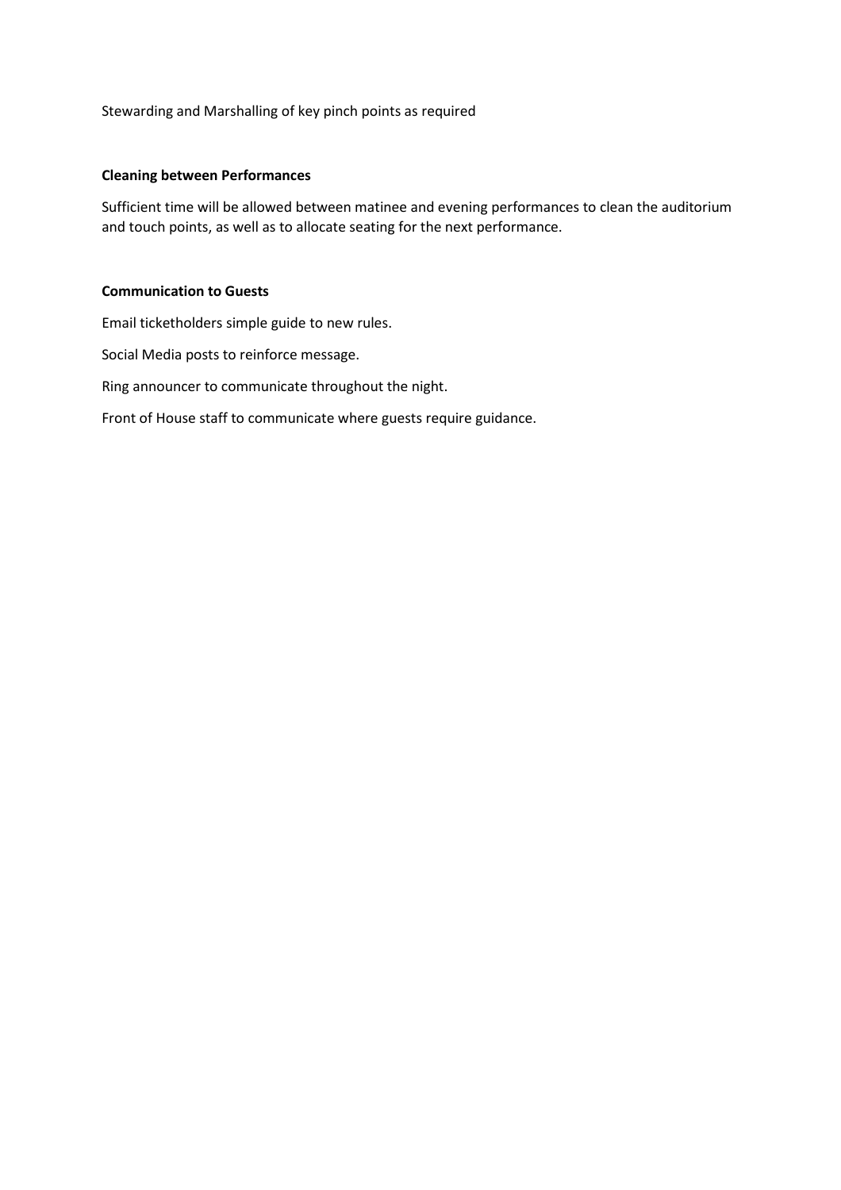Stewarding and Marshalling of key pinch points as required

**Cleaning between Performances**

Sufficient time will be allowed between matinee and evening performances to clean the auditorium and touch points, as well as to allocate seating for the next performance.

**Communication to Guests**

Email ticketholders simple guide to new rules.

Social Media posts to reinforce message.

Ring announcer to communicate throughout the night.

Front of House staff to communicate where guests require guidance.